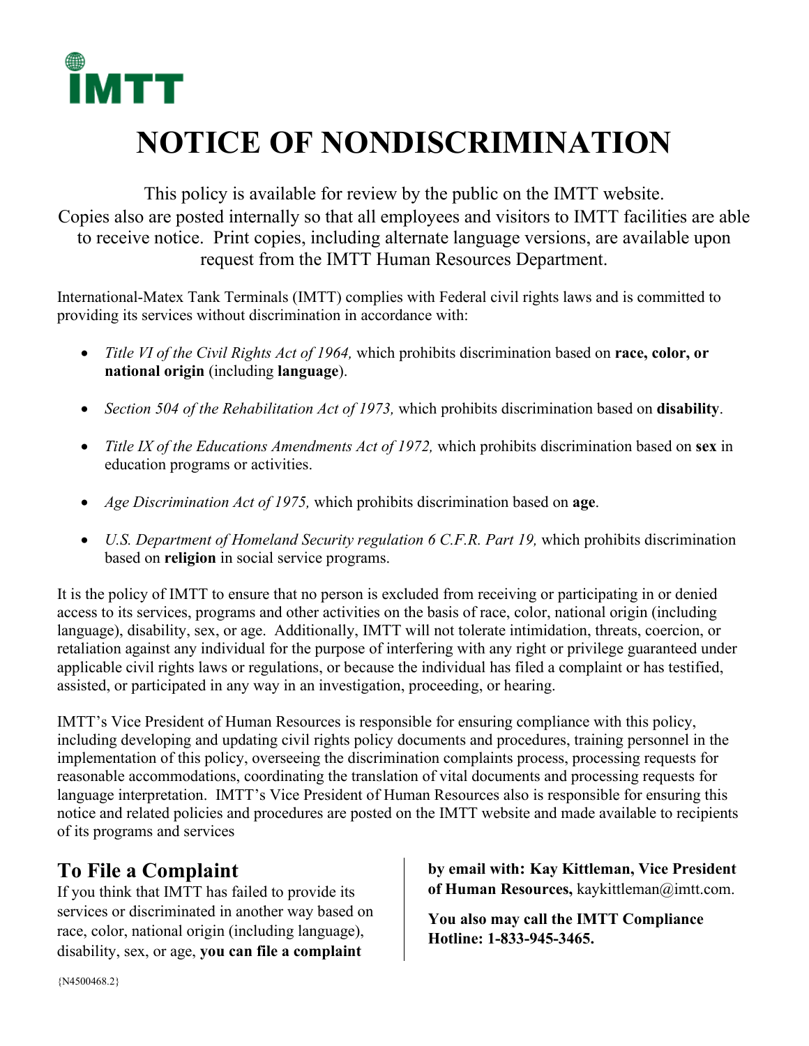# NOTICE OF NONDISCRIMINATION

This policy is available for review by the public on the IMTT website. Copies also are posted internally so that all employees and visitors to IMTT facilities are able to receive notice. Print copies, including alternate language versions, are available upon request from the IMTT Human Resources Department.

International-Matex Tank Terminals (IMTT) complies with Federal civil rights laws and is committed to providing its services without discrimination in accordance with:

- *Title VI of the Civil Rights Act of 1964,* which prohibits discrimination based on **race, color, or national origin** (including **language**).
- *Section 504 of the Rehabilitation Act of 1973,* which prohibits discrimination based on **disability**.
- *Title IX of the Educations Amendments Act of 1972,* which prohibits discrimination based on **sex** in education programs or activities.
- *Age Discrimination Act of 1975,* which prohibits discrimination based on **age**.
- *U.S. Department of Homeland Security regulation 6 C.F.R. Part 19,* which prohibits discrimination based on **religion** in social service programs.

It is the policy of IMTT to ensure that no person is excluded from receiving or participating in or denied access to its services, programs and other activities on the basis of race, color, national origin (including language), disability, sex, or age. Additionally, IMTT will not tolerate intimidation, threats, coercion, or retaliation against any individual for the purpose of interfering with any right or privilege guaranteed under applicable civil rights laws or regulations, or because the individual has filed a complaint or has testified, assisted, or participated in any way in an investigation, proceeding, or hearing.

IMTT's Vice President of Human Resources is responsible for ensuring compliance with this policy, including developing and updating civil rights policy documents and procedures, training personnel in the implementation of this policy, overseeing the discrimination complaints process, processing requests for reasonable accommodations, coordinating the translation of vital documents and processing requests for language interpretation. IMTT's Vice President of Human Resources also is responsible for ensuring this notice and related policies and procedures are posted on the IMTT website and made available to recipients of its programs and services

## To File a Complaint

If you think that IMTT has failed to provide its services or discriminated in another way based on race, color, national origin (including language), disability, sex, or age, **you can file a complaint by email with: Kay Kittleman, Vice President of Human Resources,** kaykittleman@imtt.com.

**You also may call the IMTT Compliance Hotline: 1-833-945-3465.**

{N4500468.2}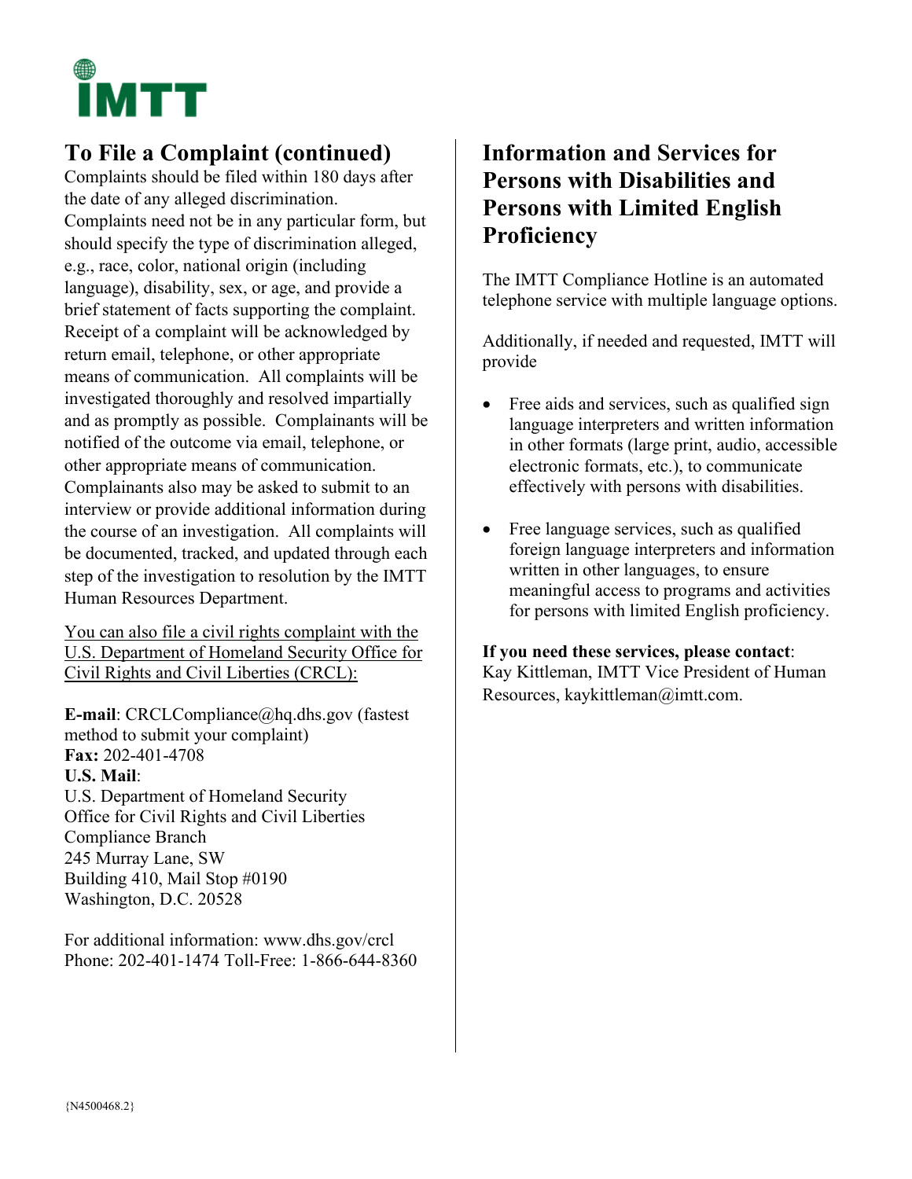## To File a Complaint (continued)

Complaints should be filed within 180 days after the date of any alleged discrimination. Complaints need not be in any particular form, but should specify the type of discrimination alleged, e.g., race, color, national origin (including language), disability, sex, or age, and provide a brief statement of facts supporting the complaint. Receipt of a complaint will be acknowledged by return email, telephone, or other appropriate means of communication. All complaints will be investigated thoroughly and resolved impartially and as promptly as possible. Complainants will be notified of the outcome via email, telephone, or other appropriate means of communication. Complainants also may be asked to submit to an interview or provide additional information during the course of an investigation. All complaints will be documented, tracked, and updated through each step of the investigation to resolution by the IMTT Human Resources Department.

You can also file a civil rights complaint with the U.S. Department of Homeland Security Office for Civil Rights and Civil Liberties (CRCL):

**E-mail**: CRCLCompliance@hq.dhs.gov (fastest method to submit your complaint)
**Fax:** 202-401-4708
**U.S. Mail**:
U.S. Department of Homeland Security
Office for Civil Rights and Civil Liberties
Compliance Branch
245 Murray Lane, SW
Building 410, Mail Stop #0190
Washington, D.C. 20528

For additional information: www.dhs.gov/crcl
Phone: 202-401-1474 Toll-Free: 1-866-644-8360

## Information and Services for Persons with Disabilities and Persons with Limited English Proficiency

The IMTT Compliance Hotline is an automated telephone service with multiple language options.

Additionally, if needed and requested, IMTT will provide

- Free aids and services, such as qualified sign language interpreters and written information in other formats (large print, audio, accessible electronic formats, etc.), to communicate effectively with persons with disabilities.
- Free language services, such as qualified foreign language interpreters and information written in other languages, to ensure meaningful access to programs and activities for persons with limited English proficiency.

**If you need these services, please contact**:
Kay Kittleman, IMTT Vice President of Human Resources, kaykittleman@imtt.com.

{N4500468.2}